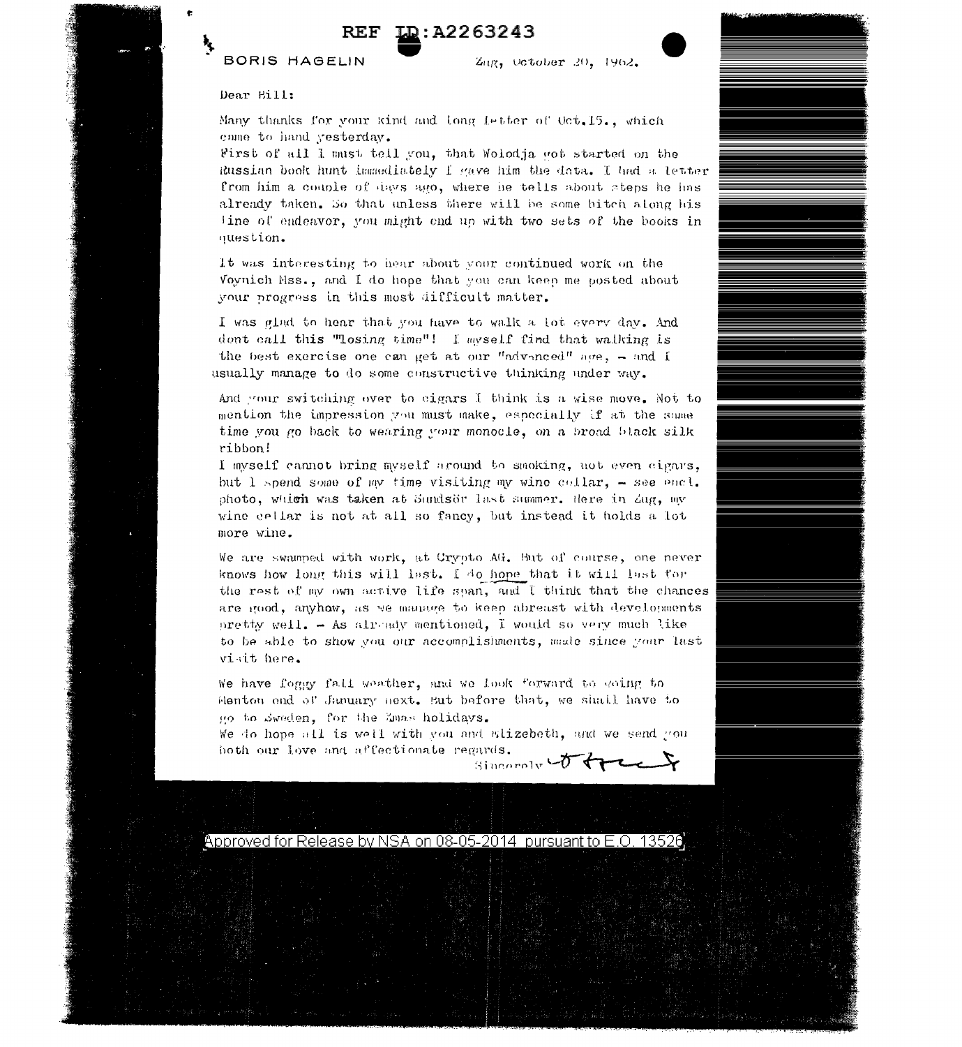BORIS HAGELIN

Zug, October 20, 1962.

Dear Bill:

Many thanks for your kind and long letter of Oct.15., which came to hand yesterday.

First of all I must tell you, that Wolodja got started on the Russian book hunt immediately I gave him the data. I had a letter from him a couple of days ago, where he tells about steps he has already taken. So that unless there will be some hitch along his line of endeavor, you might end up with two sets of the books in question.

It was interesting to hear about your continued work on the Voynich Mss., and I do hope that you can keep me posted about your progress in this most difficult matter.

I was glad to hear that you have to walk a lot every day. And dont call this "losing time"! I myself find that walking is the best exercise one can get at our "advanced" age, - and I usually manage to do some constructive thinking under way.

And your switching over to cigars I think is a wise move. Not to mention the impression you must make, especially if at the same time you go back to wearing your monocle, on a broad black silk ribbon!

I myself cannot bring myself around to smoking, not even cigars, but I spend some of my time visiting my wine cellar, - see encl. photo, which was taken at Sundsör last summer. Here in Zug, my wine cellar is not at all so fancy, but instead it holds a lot more wine.

We are swamped with work, at Crypto AG. But of course, one never knows how long this will last. I do hope that it will last for the rest of my own active life span, and I think that the chances are good, anyhow, as we manage to keep abreast with developments pretty well. - As already mentioned, I would so very much like to be able to show you our accomplishments, made since your last visit here.

We have foggy fall weather, and we look forward to going to Menton end of January next. But before that, we shall have to go to Sweden, for the Xmas holidays.

We do hope all is well with you and Elizebeth, and we send you both our love and affectionate regards.

Sincerely